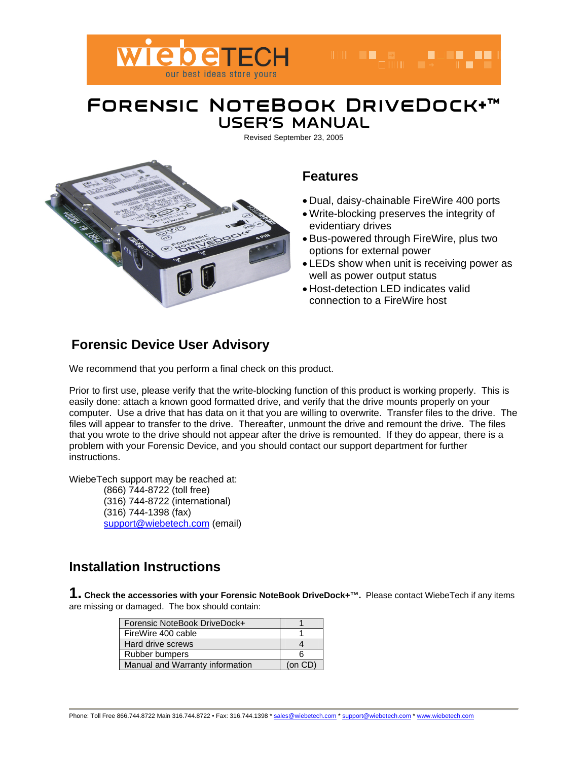# Forensic NoteBook DriveDock+™

## User's Manual

Revised September 23, 2005

## Features

- Dual, daisy-chainable FireWire 400 ports
- Write-blocking preserves the integrity of evidentiary drives
- Bus-powered through FireWire, plus two options for external power
- LEDs show when unit is receiving power as well as power output status
- Host-detection LED indicates valid connection to a FireWire host

## Forensic Device User Advisory

We recommend that you perform a final check on this product.

Prior to first use, please verify that the write-blocking function of this product is working properly. This is easily done: attach a known good formatted drive, and verify that the drive mounts properly on your computer. Use a drive that has data on it that you are willing to overwrite. Transfer files to the drive. The files will appear to transfer to the drive. Thereafter, unmount the drive and remount the drive. The files that you wrote to the drive should not appear after the drive is remounted. If they do appear, there is a problem with your Forensic Device, and you should contact our support department for further instructions.

WiebeTech support may be reached at:

(866) 744-8722 (toll free)
(316) 744-8722 (international)
(316) 744-1398 (fax)
support@wiebetech.com (email)

## Installation Instructions

**1. Check the accessories with your Forensic NoteBook DriveDock+™.** Please contact WiebeTech if any items are missing or damaged. The box should contain:

| Item | Qty |
|---|---|
| Forensic NoteBook DriveDock+ | 1 |
| FireWire 400 cable | 1 |
| Hard drive screws | 4 |
| Rubber bumpers | 6 |
| Manual and Warranty information | (on CD) |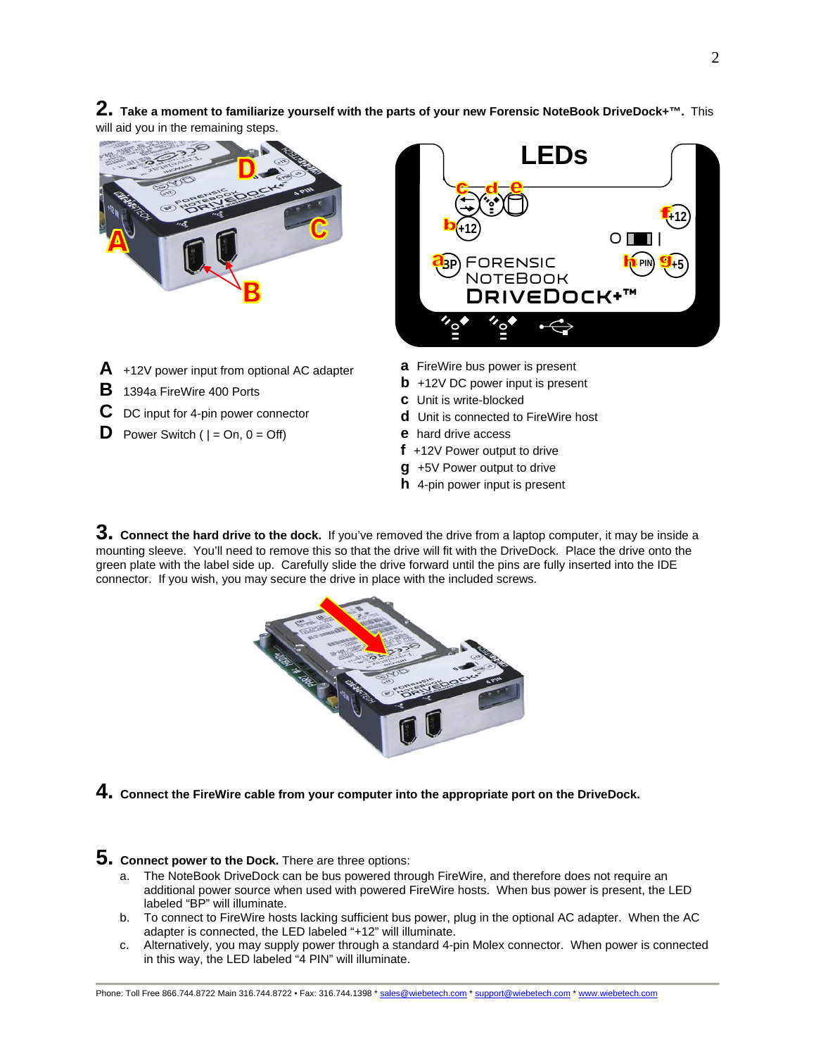**2. Take a moment to familiarize yourself with the parts of your new Forensic NoteBook DriveDock+™.** This will aid you in the remaining steps.

- **A** +12V power input from optional AC adapter
- **B** 1394a FireWire 400 Ports
- **C** DC input for 4-pin power connector
- **D** Power Switch ( | = On, 0 = Off)

- **a** FireWire bus power is present
- **b** +12V DC power input is present
- **c** Unit is write-blocked
- **d** Unit is connected to FireWire host
- **e** hard drive access
- **f** +12V Power output to drive
- **g** +5V Power output to drive
- **h** 4-pin power input is present

**3. Connect the hard drive to the dock.** If you've removed the drive from a laptop computer, it may be inside a mounting sleeve. You'll need to remove this so that the drive will fit with the DriveDock. Place the drive onto the green plate with the label side up. Carefully slide the drive forward until the pins are fully inserted into the IDE connector. If you wish, you may secure the drive in place with the included screws.

**4. Connect the FireWire cable from your computer into the appropriate port on the DriveDock.**

**5. Connect power to the Dock.** There are three options:

a. The NoteBook DriveDock can be bus powered through FireWire, and therefore does not require an additional power source when used with powered FireWire hosts. When bus power is present, the LED labeled "BP" will illuminate.

b. To connect to FireWire hosts lacking sufficient bus power, plug in the optional AC adapter. When the AC adapter is connected, the LED labeled "+12" will illuminate.

c. Alternatively, you may supply power through a standard 4-pin Molex connector. When power is connected in this way, the LED labeled "4 PIN" will illuminate.

Phone: Toll Free 866.744.8722 Main 316.744.8722 • Fax: 316.744.1398 * sales@wiebetech.com * support@wiebetech.com * www.wiebetech.com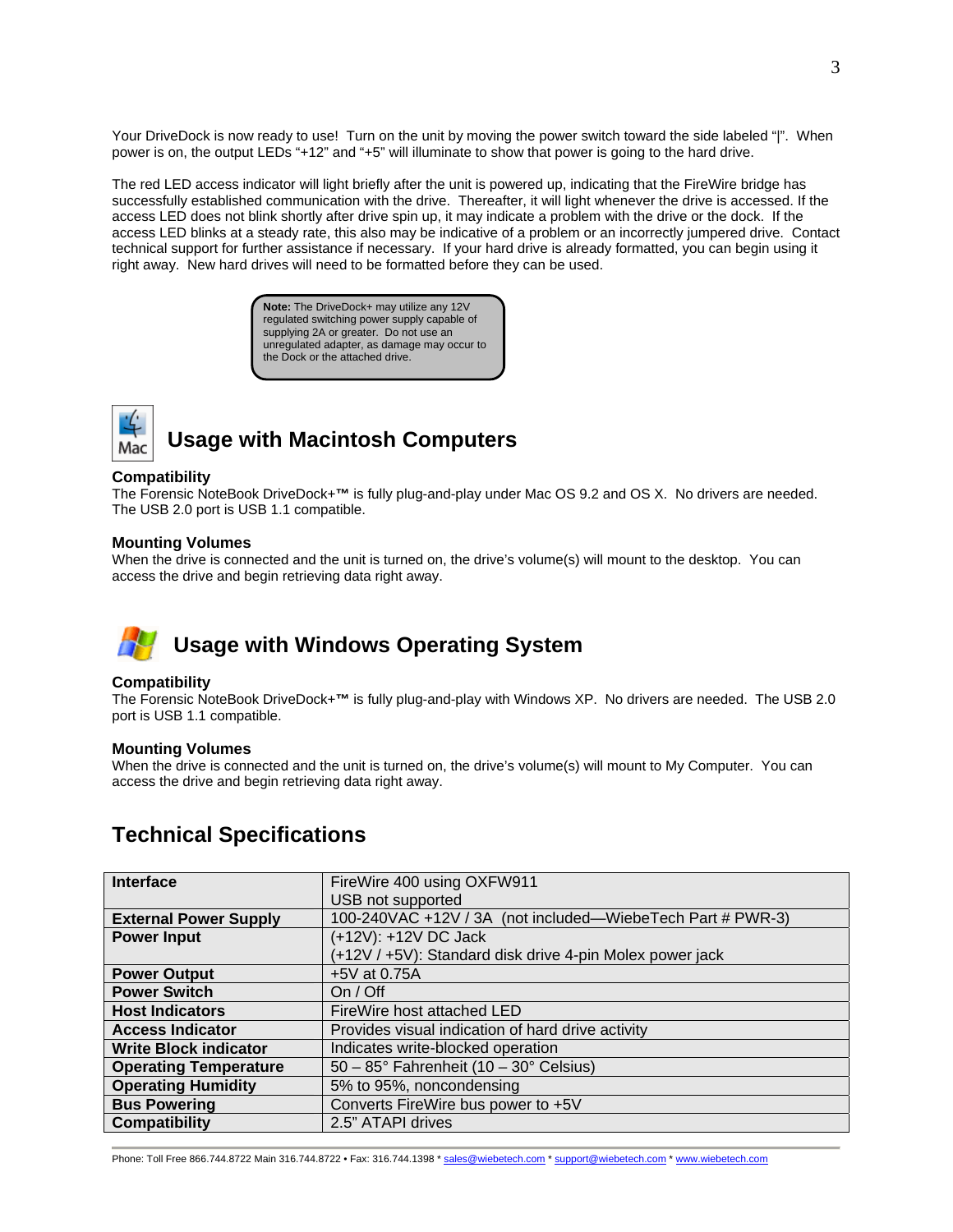Your DriveDock is now ready to use! Turn on the unit by moving the power switch toward the side labeled "|". When power is on, the output LEDs "+12" and "+5" will illuminate to show that power is going to the hard drive.

The red LED access indicator will light briefly after the unit is powered up, indicating that the FireWire bridge has successfully established communication with the drive. Thereafter, it will light whenever the drive is accessed. If the access LED does not blink shortly after drive spin up, it may indicate a problem with the drive or the dock. If the access LED blinks at a steady rate, this also may be indicative of a problem or an incorrectly jumpered drive. Contact technical support for further assistance if necessary. If your hard drive is already formatted, you can begin using it right away. New hard drives will need to be formatted before they can be used.

> **Note:** The DriveDock+ may utilize any 12V regulated switching power supply capable of supplying 2A or greater. Do not use an unregulated adapter, as damage may occur to the Dock or the attached drive.

## Usage with Macintosh Computers

**Compatibility**
The Forensic NoteBook DriveDock+™ is fully plug-and-play under Mac OS 9.2 and OS X. No drivers are needed. The USB 2.0 port is USB 1.1 compatible.

**Mounting Volumes**
When the drive is connected and the unit is turned on, the drive's volume(s) will mount to the desktop. You can access the drive and begin retrieving data right away.

## Usage with Windows Operating System

**Compatibility**
The Forensic NoteBook DriveDock+™ is fully plug-and-play with Windows XP. No drivers are needed. The USB 2.0 port is USB 1.1 compatible.

**Mounting Volumes**
When the drive is connected and the unit is turned on, the drive's volume(s) will mount to My Computer. You can access the drive and begin retrieving data right away.

## Technical Specifications

| | |
|---|---|
| **Interface** | FireWire 400 using OXFW911<br>USB not supported |
| **External Power Supply** | 100-240VAC +12V / 3A (not included—WiebeTech Part # PWR-3) |
| **Power Input** | (+12V): +12V DC Jack<br>(+12V / +5V): Standard disk drive 4-pin Molex power jack |
| **Power Output** | +5V at 0.75A |
| **Power Switch** | On / Off |
| **Host Indicators** | FireWire host attached LED |
| **Access Indicator** | Provides visual indication of hard drive activity |
| **Write Block indicator** | Indicates write-blocked operation |
| **Operating Temperature** | 50 – 85° Fahrenheit (10 – 30° Celsius) |
| **Operating Humidity** | 5% to 95%, noncondensing |
| **Bus Powering** | Converts FireWire bus power to +5V |
| **Compatibility** | 2.5" ATAPI drives |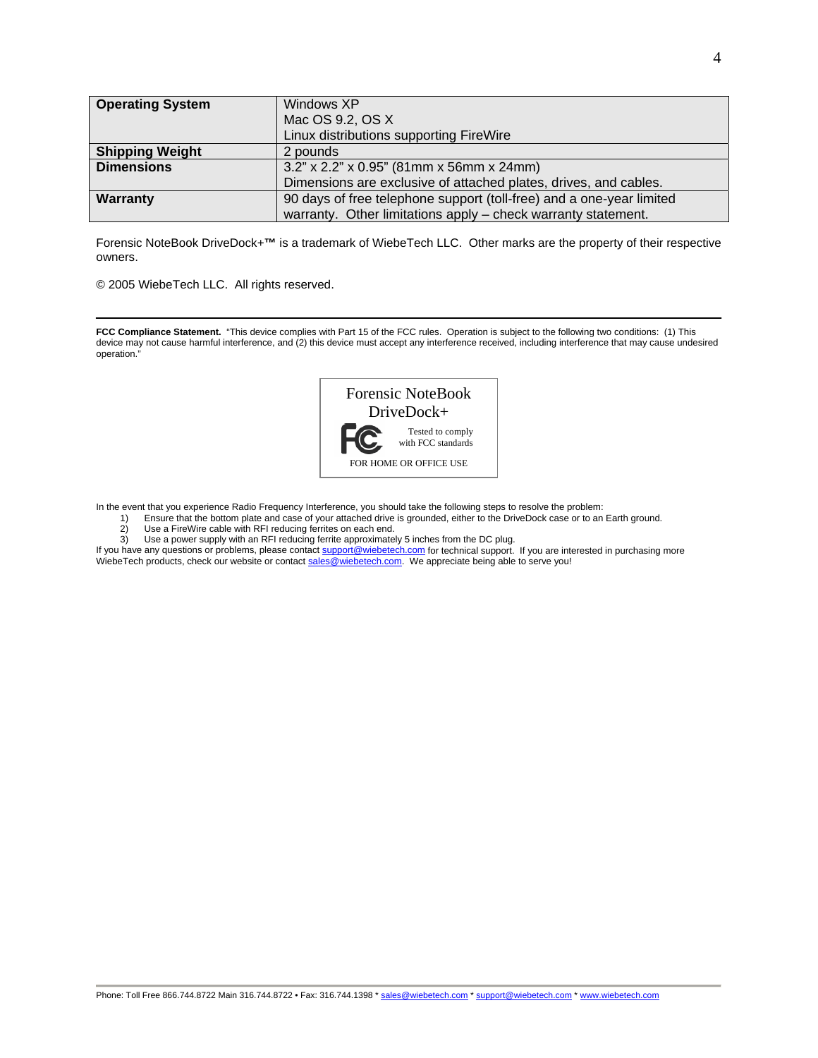| | |
|---|---|
| **Operating System** | Windows XP<br>Mac OS 9.2, OS X<br>Linux distributions supporting FireWire |
| **Shipping Weight** | 2 pounds |
| **Dimensions** | 3.2" x 2.2" x 0.95" (81mm x 56mm x 24mm)<br>Dimensions are exclusive of attached plates, drives, and cables. |
| **Warranty** | 90 days of free telephone support (toll-free) and a one-year limited warranty. Other limitations apply – check warranty statement. |

Forensic NoteBook DriveDock+™ is a trademark of WiebeTech LLC. Other marks are the property of their respective owners.

© 2005 WiebeTech LLC. All rights reserved.

---

**FCC Compliance Statement.** "This device complies with Part 15 of the FCC rules. Operation is subject to the following two conditions: (1) This device may not cause harmful interference, and (2) this device must accept any interference received, including interference that may cause undesired operation."

Forensic NoteBook DriveDock+

FC Tested to comply with FCC standards

FOR HOME OR OFFICE USE

In the event that you experience Radio Frequency Interference, you should take the following steps to resolve the problem:

1) Ensure that the bottom plate and case of your attached drive is grounded, either to the DriveDock case or to an Earth ground.
2) Use a FireWire cable with RFI reducing ferrites on each end.
3) Use a power supply with an RFI reducing ferrite approximately 5 inches from the DC plug.

If you have any questions or problems, please contact support@wiebetech.com for technical support. If you are interested in purchasing more WiebeTech products, check our website or contact sales@wiebetech.com. We appreciate being able to serve you!

Phone: Toll Free 866.744.8722 Main 316.744.8722 • Fax: 316.744.1398 * sales@wiebetech.com * support@wiebetech.com * www.wiebetech.com